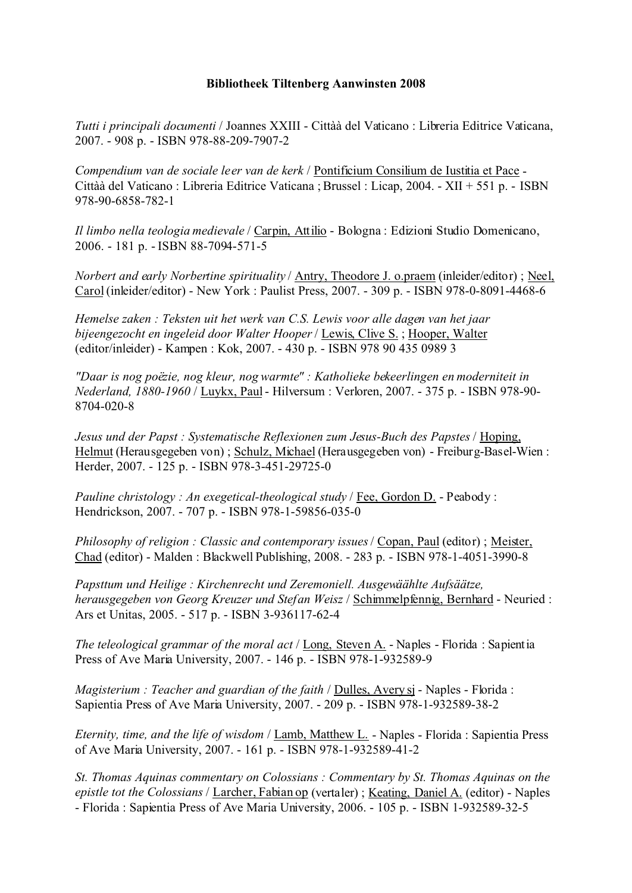**Bibliotheek Tiltenberg Aanwinsten 2008**

*Tutti i principali documenti* / Joannes XXIII - Cittàà del Vaticano : Libreria Editrice Vaticana, 2007. - 908 p. - ISBN 978-88-209-7907-2

*Compendium van de sociale leer van de kerk* / Pontificium Consilium de Iustitia et Pace - Cittàà del Vaticano : Libreria Editrice Vaticana ; Brussel : Licap, 2004. - XII + 551 p. - ISBN 978-90-6858-782-1

*Il limbo nella teologia medievale* / Carpin, Attilio - Bologna : Edizioni Studio Domenicano, 2006. - 181 p. - ISBN 88-7094-571-5

*Norbert and early Norbertine spirituality* / Antry, Theodore J. o.praem (inleider/editor) ; Neel, Carol (inleider/editor) - New York : Paulist Press, 2007. - 309 p. - ISBN 978-0-8091-4468-6

*Hemelse zaken : Teksten uit het werk van C.S. Lewis voor alle dagen van het jaar bijeengezocht en ingeleid door Walter Hooper* / Lewis, Clive S. ; Hooper, Walter (editor/inleider) - Kampen : Kok, 2007. - 430 p. - ISBN 978 90 435 0989 3

*"Daar is nog poëzie, nog kleur, nog warmte" : Katholieke bekeerlingen en moderniteit in Nederland, 1880-1960* / Luykx, Paul - Hilversum : Verloren, 2007. - 375 p. - ISBN 978-90-8704-020-8

*Jesus und der Papst : Systematische Reflexionen zum Jesus-Buch des Papstes* / Hoping, Helmut (Herausgegeben von) ; Schulz, Michael (Herausgegeben von) - Freiburg-Basel-Wien : Herder, 2007. - 125 p. - ISBN 978-3-451-29725-0

*Pauline christology : An exegetical-theological study* / Fee, Gordon D. - Peabody : Hendrickson, 2007. - 707 p. - ISBN 978-1-59856-035-0

*Philosophy of religion : Classic and contemporary issues* / Copan, Paul (editor) ; Meister, Chad (editor) - Malden : Blackwell Publishing, 2008. - 283 p. - ISBN 978-1-4051-3990-8

*Papsttum und Heilige : Kirchenrecht und Zeremoniell. Ausgewäählte Aufsäätze, herausgegeben von Georg Kreuzer und Stefan Weisz* / Schimmelpfennig, Bernhard - Neuried : Ars et Unitas, 2005. - 517 p. - ISBN 3-936117-62-4

*The teleological grammar of the moral act* / Long, Steven A. - Naples - Florida : Sapientia Press of Ave Maria University, 2007. - 146 p. - ISBN 978-1-932589-9

*Magisterium : Teacher and guardian of the faith* / Dulles, Avery sj - Naples - Florida : Sapientia Press of Ave Maria University, 2007. - 209 p. - ISBN 978-1-932589-38-2

*Eternity, time, and the life of wisdom* / Lamb, Matthew L. - Naples - Florida : Sapientia Press of Ave Maria University, 2007. - 161 p. - ISBN 978-1-932589-41-2

*St. Thomas Aquinas commentary on Colossians : Commentary by St. Thomas Aquinas on the epistle tot the Colossians* / Larcher, Fabian op (vertaler) ; Keating, Daniel A. (editor) - Naples - Florida : Sapientia Press of Ave Maria University, 2006. - 105 p. - ISBN 1-932589-32-5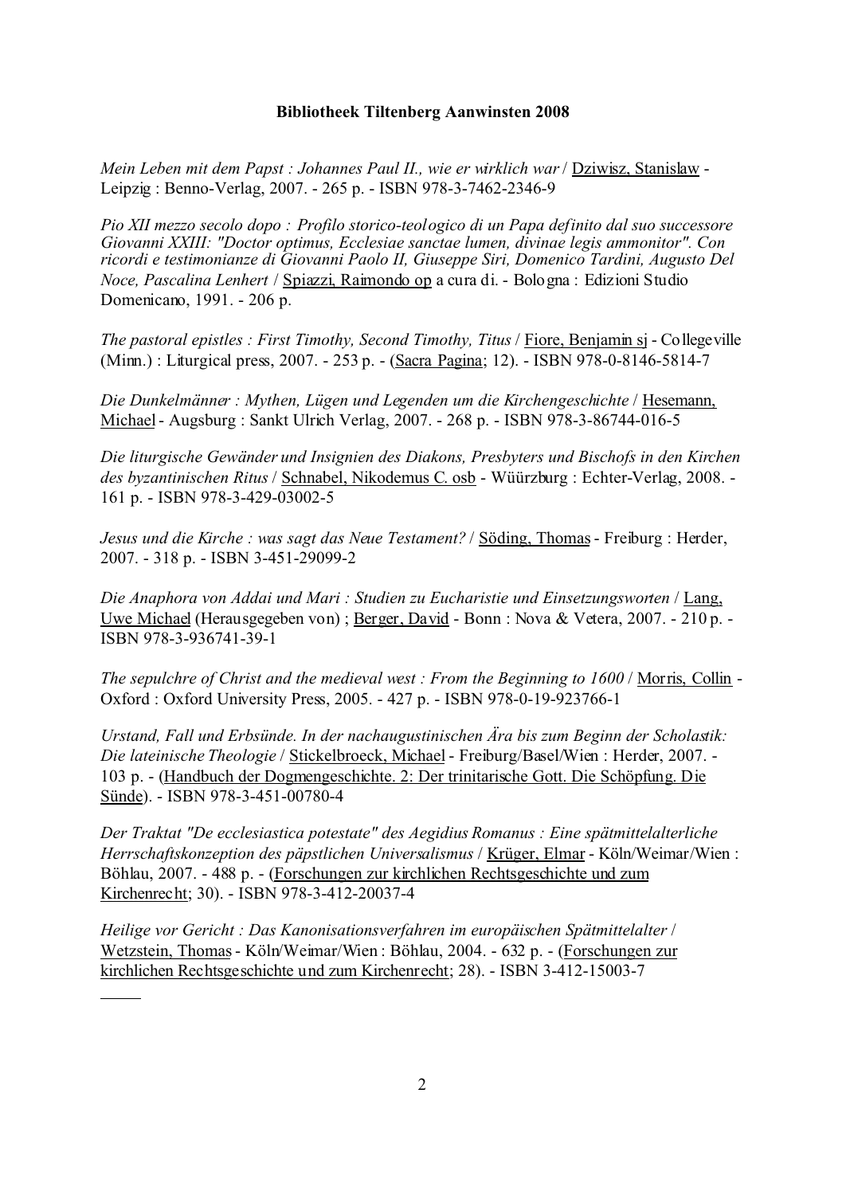**Bibliotheek Tiltenberg Aanwinsten 2008**

*Mein Leben mit dem Papst : Johannes Paul II., wie er wirklich war* / Dziwisz, Stanislaw - Leipzig : Benno-Verlag, 2007. - 265 p. - ISBN 978-3-7462-2346-9

*Pio XII mezzo secolo dopo : Profilo storico-teologico di un Papa definito dal suo successore Giovanni XXIII: "Doctor optimus, Ecclesiae sanctae lumen, divinae legis ammonitor". Con ricordi e testimonianze di Giovanni Paolo II, Giuseppe Siri, Domenico Tardini, Augusto Del Noce, Pascalina Lenhert* / Spiazzi, Raimondo op a cura di. - Bologna : Edizioni Studio Domenicano, 1991. - 206 p.

*The pastoral epistles : First Timothy, Second Timothy, Titus* / Fiore, Benjamin sj - Collegeville (Minn.) : Liturgical press, 2007. - 253 p. - (Sacra Pagina; 12). - ISBN 978-0-8146-5814-7

*Die Dunkelmänner : Mythen, Lügen und Legenden um die Kirchengeschichte* / Hesemann, Michael - Augsburg : Sankt Ulrich Verlag, 2007. - 268 p. - ISBN 978-3-86744-016-5

*Die liturgische Gewänder und Insignien des Diakons, Presbyters und Bischofs in den Kirchen des byzantinischen Ritus* / Schnabel, Nikodemus C. osb - Wüürzburg : Echter-Verlag, 2008. - 161 p. - ISBN 978-3-429-03002-5

*Jesus und die Kirche : was sagt das Neue Testament?* / Söding, Thomas - Freiburg : Herder, 2007. - 318 p. - ISBN 3-451-29099-2

*Die Anaphora von Addai und Mari : Studien zu Eucharistie und Einsetzungsworten* / Lang, Uwe Michael (Herausgegeben von) ; Berger, David - Bonn : Nova & Vetera, 2007. - 210 p. - ISBN 978-3-936741-39-1

*The sepulchre of Christ and the medieval west : From the Beginning to 1600* / Morris, Collin - Oxford : Oxford University Press, 2005. - 427 p. - ISBN 978-0-19-923766-1

*Urstand, Fall und Erbsünde. In der nachaugustinischen Ära bis zum Beginn der Scholastik: Die lateinische Theologie* / Stickelbroeck, Michael - Freiburg/Basel/Wien : Herder, 2007. - 103 p. - (Handbuch der Dogmengeschichte. 2: Der trinitarische Gott. Die Schöpfung. Die Sünde). - ISBN 978-3-451-00780-4

*Der Traktat "De ecclesiastica potestate" des Aegidius Romanus : Eine spätmittelalterliche Herrschaftskonzeption des päpstlichen Universalismus* / Krüger, Elmar - Köln/Weimar/Wien : Böhlau, 2007. - 488 p. - (Forschungen zur kirchlichen Rechtsgeschichte und zum Kirchenrecht; 30). - ISBN 978-3-412-20037-4

*Heilige vor Gericht : Das Kanonisationsverfahren im europäischen Spätmittelalter* / Wetzstein, Thomas - Köln/Weimar/Wien : Böhlau, 2004. - 632 p. - (Forschungen zur kirchlichen Rechtsgeschichte und zum Kirchenrecht; 28). - ISBN 3-412-15003-7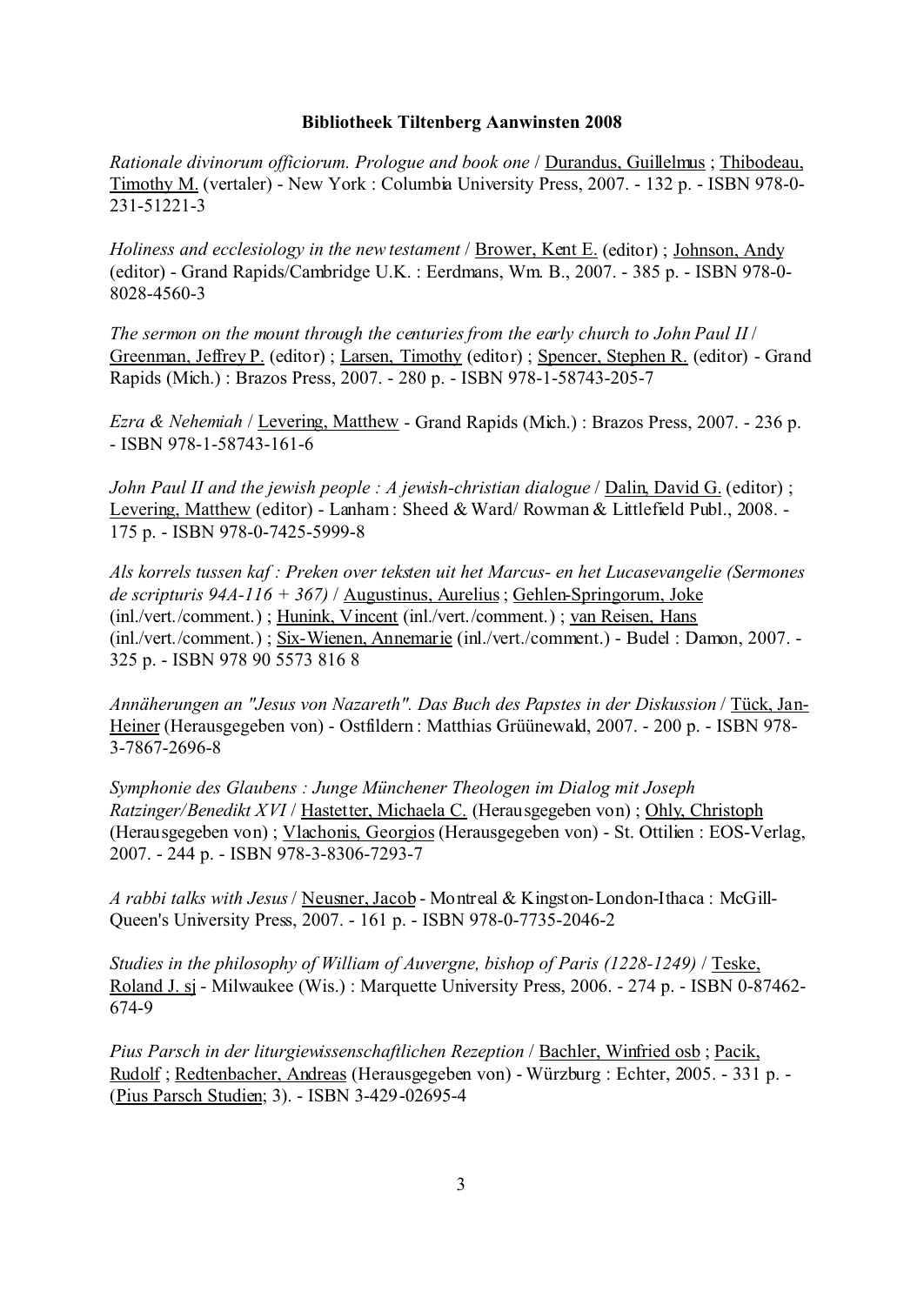**Bibliotheek Tiltenberg Aanwinsten 2008**

*Rationale divinorum officiorum. Prologue and book one* / Durandus, Guillelmus ; Thibodeau, Timothy M. (vertaler) - New York : Columbia University Press, 2007. - 132 p. - ISBN 978-0-231-51221-3

*Holiness and ecclesiology in the new testament* / Brower, Kent E. (editor) ; Johnson, Andy (editor) - Grand Rapids/Cambridge U.K. : Eerdmans, Wm. B., 2007. - 385 p. - ISBN 978-0-8028-4560-3

*The sermon on the mount through the centuries from the early church to John Paul II* / Greenman, Jeffrey P. (editor) ; Larsen, Timothy (editor) ; Spencer, Stephen R. (editor) - Grand Rapids (Mich.) : Brazos Press, 2007. - 280 p. - ISBN 978-1-58743-205-7

*Ezra & Nehemiah* / Levering, Matthew - Grand Rapids (Mich.) : Brazos Press, 2007. - 236 p. - ISBN 978-1-58743-161-6

*John Paul II and the jewish people : A jewish-christian dialogue* / Dalin, David G. (editor) ; Levering, Matthew (editor) - Lanham : Sheed & Ward/ Rowman & Littlefield Publ., 2008. - 175 p. - ISBN 978-0-7425-5999-8

*Als korrels tussen kaf : Preken over teksten uit het Marcus- en het Lucasevangelie (Sermones de scripturis 94A-116 + 367)* / Augustinus, Aurelius ; Gehlen-Springorum, Joke (inl./vert./comment.) ; Hunink, Vincent (inl./vert./comment.) ; van Reisen, Hans (inl./vert./comment.) ; Six-Wienen, Annemarie (inl./vert./comment.) - Budel : Damon, 2007. - 325 p. - ISBN 978 90 5573 816 8

*Annäherungen an "Jesus von Nazareth". Das Buch des Papstes in der Diskussion* / Tück, Jan-Heiner (Herausgegeben von) - Ostfildern : Matthias Grüünewald, 2007. - 200 p. - ISBN 978-3-7867-2696-8

*Symphonie des Glaubens : Junge Münchener Theologen im Dialog mit Joseph Ratzinger/Benedikt XVI* / Hastetter, Michaela C. (Herausgegeben von) ; Ohly, Christoph (Herausgegeben von) ; Vlachonis, Georgios (Herausgegeben von) - St. Ottilien : EOS-Verlag, 2007. - 244 p. - ISBN 978-3-8306-7293-7

*A rabbi talks with Jesus* / Neusner, Jacob - Montreal & Kingston-London-Ithaca : McGill-Queen's University Press, 2007. - 161 p. - ISBN 978-0-7735-2046-2

*Studies in the philosophy of William of Auvergne, bishop of Paris (1228-1249)* / Teske, Roland J. sj - Milwaukee (Wis.) : Marquette University Press, 2006. - 274 p. - ISBN 0-87462-674-9

*Pius Parsch in der liturgiewissenschaftlichen Rezeption* / Bachler, Winfried osb ; Pacik, Rudolf ; Redtenbacher, Andreas (Herausgegeben von) - Würzburg : Echter, 2005. - 331 p. - (Pius Parsch Studien; 3). - ISBN 3-429-02695-4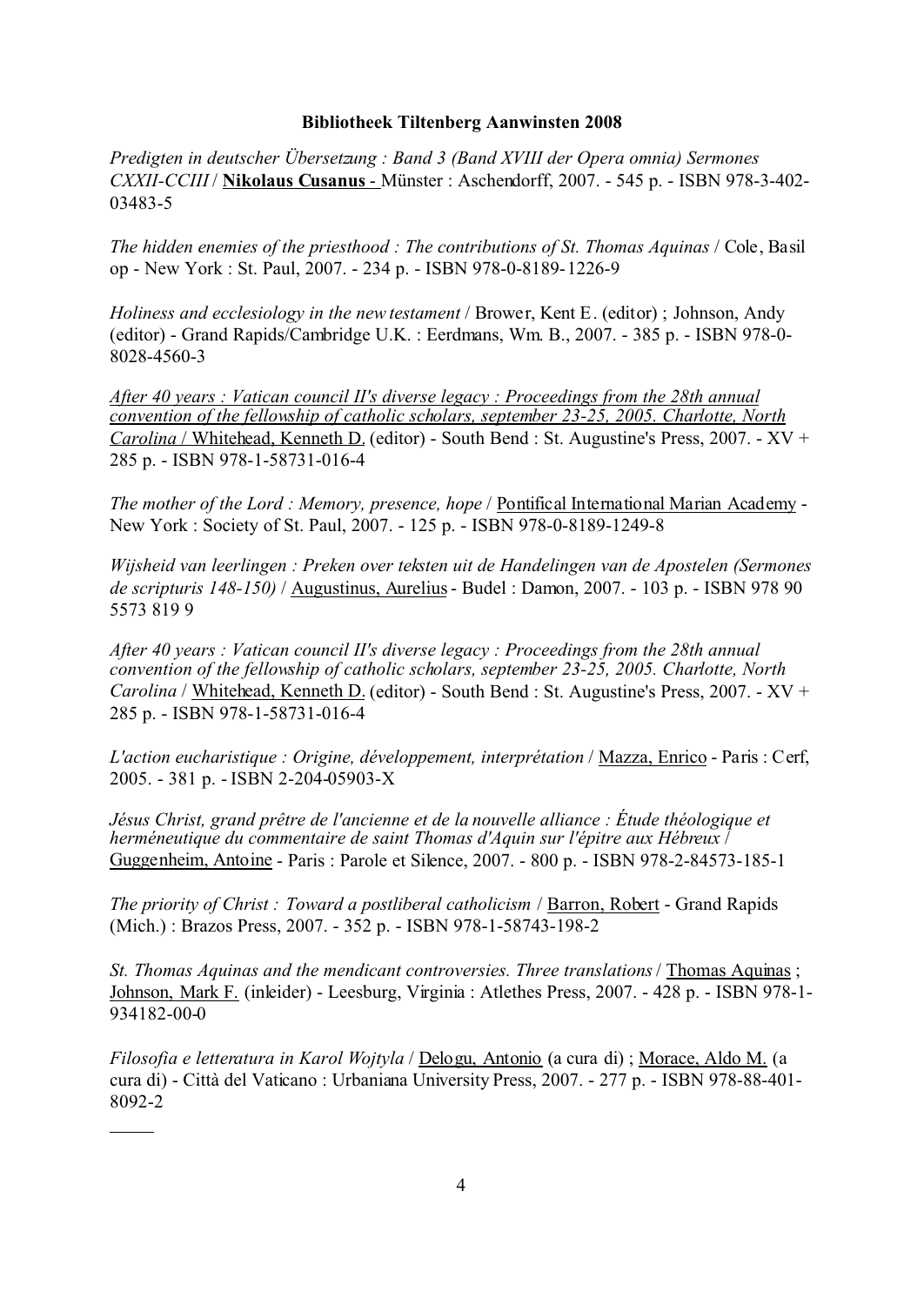**Bibliotheek Tiltenberg Aanwinsten 2008**

*Predigten in deutscher Übersetzung : Band 3 (Band XVIII der Opera omnia) Sermones CXXII-CCIII* / **Nikolaus Cusanus** - Münster : Aschendorff, 2007. - 545 p. - ISBN 978-3-402-03483-5

*The hidden enemies of the priesthood : The contributions of St. Thomas Aquinas* / Cole, Basil op - New York : St. Paul, 2007. - 234 p. - ISBN 978-0-8189-1226-9

*Holiness and ecclesiology in the new testament* / Brower, Kent E. (editor) ; Johnson, Andy (editor) - Grand Rapids/Cambridge U.K. : Eerdmans, Wm. B., 2007. - 385 p. - ISBN 978-0-8028-4560-3

*After 40 years : Vatican council II's diverse legacy : Proceedings from the 28th annual convention of the fellowship of catholic scholars, september 23-25, 2005. Charlotte, North Carolina* / Whitehead, Kenneth D. (editor) - South Bend : St. Augustine's Press, 2007. - XV + 285 p. - ISBN 978-1-58731-016-4

*The mother of the Lord : Memory, presence, hope* / Pontifical International Marian Academy - New York : Society of St. Paul, 2007. - 125 p. - ISBN 978-0-8189-1249-8

*Wijsheid van leerlingen : Preken over teksten uit de Handelingen van de Apostelen (Sermones de scripturis 148-150)* / Augustinus, Aurelius - Budel : Damon, 2007. - 103 p. - ISBN 978 90 5573 819 9

*After 40 years : Vatican council II's diverse legacy : Proceedings from the 28th annual convention of the fellowship of catholic scholars, september 23-25, 2005. Charlotte, North Carolina* / Whitehead, Kenneth D. (editor) - South Bend : St. Augustine's Press, 2007. - XV + 285 p. - ISBN 978-1-58731-016-4

*L'action eucharistique : Origine, développement, interprétation* / Mazza, Enrico - Paris : Cerf, 2005. - 381 p. - ISBN 2-204-05903-X

*Jésus Christ, grand prêtre de l'ancienne et de la nouvelle alliance : Étude théologique et herméneutique du commentaire de saint Thomas d'Aquin sur l'épitre aux Hébreux* / Guggenheim, Antoine - Paris : Parole et Silence, 2007. - 800 p. - ISBN 978-2-84573-185-1

*The priority of Christ : Toward a postliberal catholicism* / Barron, Robert - Grand Rapids (Mich.) : Brazos Press, 2007. - 352 p. - ISBN 978-1-58743-198-2

*St. Thomas Aquinas and the mendicant controversies. Three translations* / Thomas Aquinas ; Johnson, Mark F. (inleider) - Leesburg, Virginia : Atlethes Press, 2007. - 428 p. - ISBN 978-1-934182-00-0

*Filosofia e letteratura in Karol Wojtyla* / Delogu, Antonio (a cura di) ; Morace, Aldo M. (a cura di) - Città del Vaticano : Urbaniana University Press, 2007. - 277 p. - ISBN 978-88-401-8092-2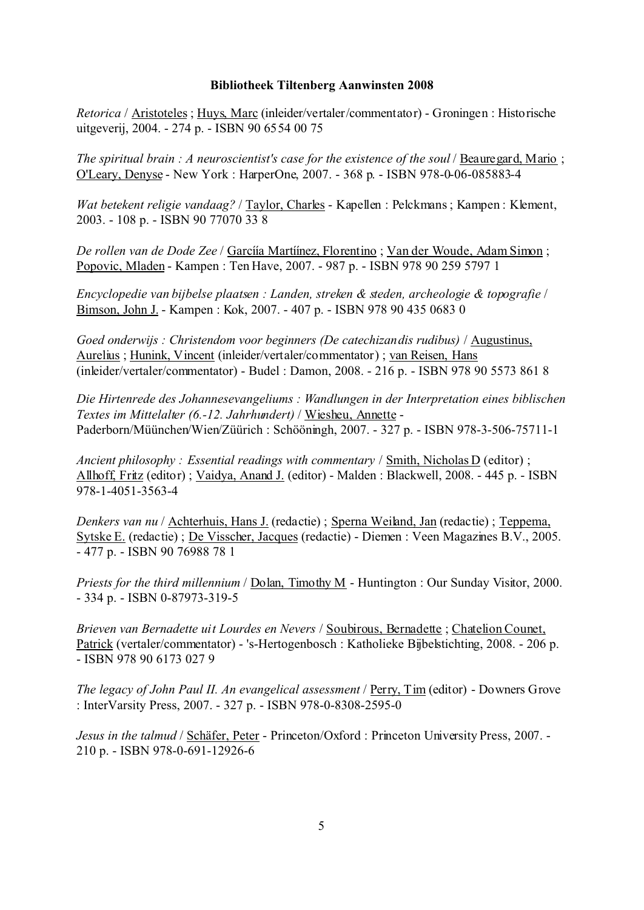**Bibliotheek Tiltenberg Aanwinsten 2008**

*Retorica* / Aristoteles ; Huys, Marc (inleider/vertaler/commentator) - Groningen : Historische uitgeverij, 2004. - 274 p. - ISBN 90 6554 00 75

*The spiritual brain : A neuroscientist's case for the existence of the soul* / Beauregard, Mario ; O'Leary, Denyse - New York : HarperOne, 2007. - 368 p. - ISBN 978-0-06-085883-4

*Wat betekent religie vandaag?* / Taylor, Charles - Kapellen : Pelckmans ; Kampen : Klement, 2003. - 108 p. - ISBN 90 77070 33 8

*De rollen van de Dode Zee* / Garcíía Martíínez, Florentino ; Van der Woude, Adam Simon ; Popovic, Mladen - Kampen : Ten Have, 2007. - 987 p. - ISBN 978 90 259 5797 1

*Encyclopedie van bijbelse plaatsen : Landen, streken & steden, archeologie & topografie* / Bimson, John J. - Kampen : Kok, 2007. - 407 p. - ISBN 978 90 435 0683 0

*Goed onderwijs : Christendom voor beginners (De catechizandis rudibus)* / Augustinus, Aurelius ; Hunink, Vincent (inleider/vertaler/commentator) ; van Reisen, Hans (inleider/vertaler/commentator) - Budel : Damon, 2008. - 216 p. - ISBN 978 90 5573 861 8

*Die Hirtenrede des Johannesevangeliums : Wandlungen in der Interpretation eines biblischen Textes im Mittelalter (6.-12. Jahrhundert)* / Wiesheu, Annette - Paderborn/Müünchen/Wien/Züürich : Schööningh, 2007. - 327 p. - ISBN 978-3-506-75711-1

*Ancient philosophy : Essential readings with commentary* / Smith, Nicholas D (editor) ; Allhoff, Fritz (editor) ; Vaidya, Anand J. (editor) - Malden : Blackwell, 2008. - 445 p. - ISBN 978-1-4051-3563-4

*Denkers van nu* / Achterhuis, Hans J. (redactie) ; Sperna Weiland, Jan (redactie) ; Teppema, Sytske E. (redactie) ; De Visscher, Jacques (redactie) - Diemen : Veen Magazines B.V., 2005. - 477 p. - ISBN 90 76988 78 1

*Priests for the third millennium* / Dolan, Timothy M - Huntington : Our Sunday Visitor, 2000. - 334 p. - ISBN 0-87973-319-5

*Brieven van Bernadette uit Lourdes en Nevers* / Soubirous, Bernadette ; Chatelion Counet, Patrick (vertaler/commentator) - 's-Hertogenbosch : Katholieke Bijbelstichting, 2008. - 206 p. - ISBN 978 90 6173 027 9

*The legacy of John Paul II. An evangelical assessment* / Perry, Tim (editor) - Downers Grove : InterVarsity Press, 2007. - 327 p. - ISBN 978-0-8308-2595-0

*Jesus in the talmud* / Schäfer, Peter - Princeton/Oxford : Princeton University Press, 2007. - 210 p. - ISBN 978-0-691-12926-6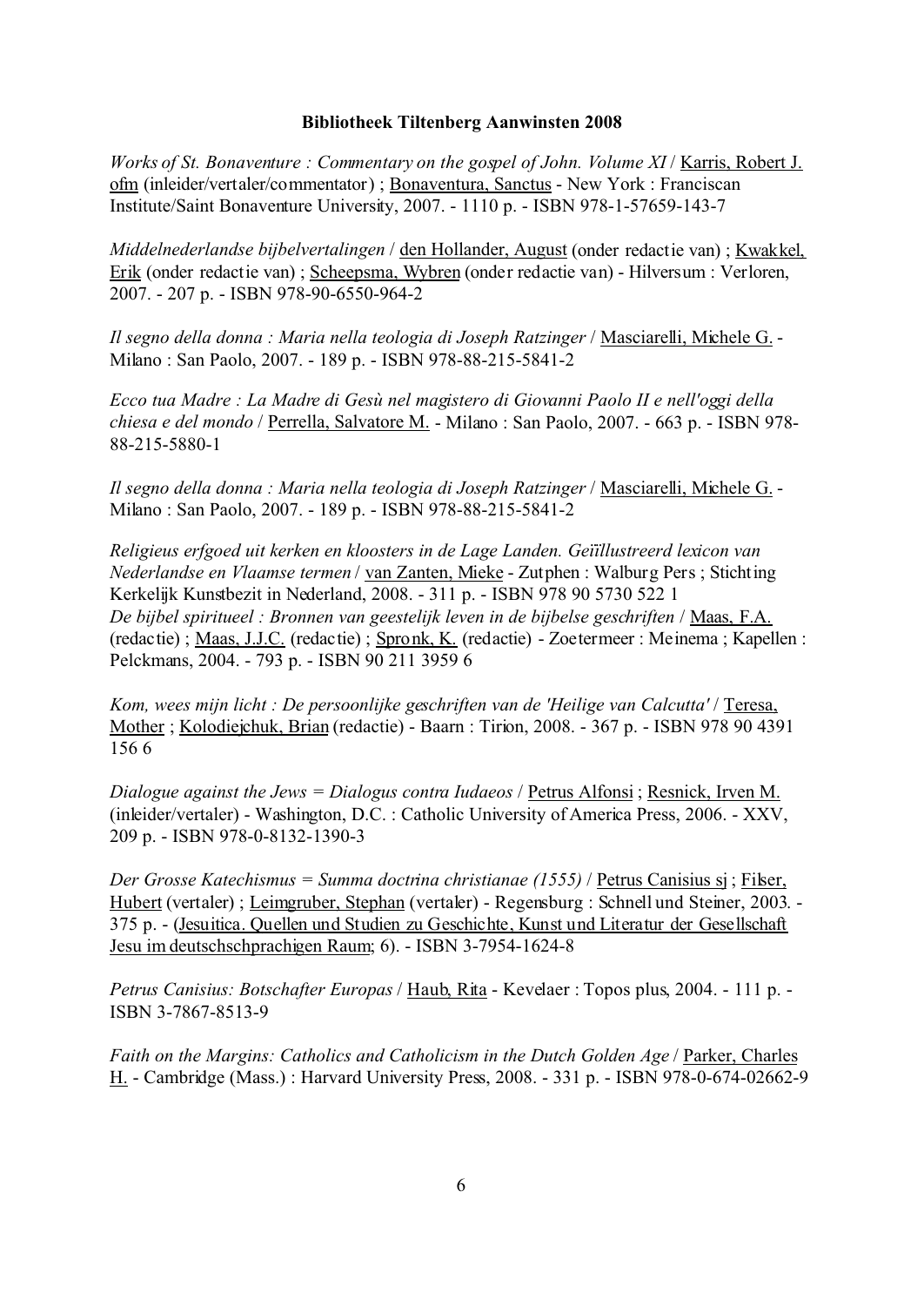**Bibliotheek Tiltenberg Aanwinsten 2008**

*Works of St. Bonaventure : Commentary on the gospel of John. Volume XI* / Karris, Robert J. ofm (inleider/vertaler/commentator) ; Bonaventura, Sanctus - New York : Franciscan Institute/Saint Bonaventure University, 2007. - 1110 p. - ISBN 978-1-57659-143-7

*Middelnederlandse bijbelvertalingen* / den Hollander, August (onder redactie van) ; Kwakkel, Erik (onder redactie van) ; Scheepsma, Wybren (onder redactie van) - Hilversum : Verloren, 2007. - 207 p. - ISBN 978-90-6550-964-2

*Il segno della donna : Maria nella teologia di Joseph Ratzinger* / Masciarelli, Michele G. - Milano : San Paolo, 2007. - 189 p. - ISBN 978-88-215-5841-2

*Ecco tua Madre : La Madre di Gesù nel magistero di Giovanni Paolo II e nell'oggi della chiesa e del mondo* / Perrella, Salvatore M. - Milano : San Paolo, 2007. - 663 p. - ISBN 978-88-215-5880-1

*Il segno della donna : Maria nella teologia di Joseph Ratzinger* / Masciarelli, Michele G. - Milano : San Paolo, 2007. - 189 p. - ISBN 978-88-215-5841-2

*Religieus erfgoed uit kerken en kloosters in de Lage Landen. Geïllustreerd lexicon van Nederlandse en Vlaamse termen* / van Zanten, Mieke - Zutphen : Walburg Pers ; Stichting Kerkelijk Kunstbezit in Nederland, 2008. - 311 p. - ISBN 978 90 5730 522 1
*De bijbel spiritueel : Bronnen van geestelijk leven in de bijbelse geschriften* / Maas, F.A. (redactie) ; Maas, J.J.C. (redactie) ; Spronk, K. (redactie) - Zoetermeer : Meinema ; Kapellen : Pelckmans, 2004. - 793 p. - ISBN 90 211 3959 6

*Kom, wees mijn licht : De persoonlijke geschriften van de 'Heilige van Calcutta'* / Teresa, Mother ; Kolodiejchuk, Brian (redactie) - Baarn : Tirion, 2008. - 367 p. - ISBN 978 90 4391 156 6

*Dialogue against the Jews = Dialogus contra Iudaeos* / Petrus Alfonsi ; Resnick, Irven M. (inleider/vertaler) - Washington, D.C. : Catholic University of America Press, 2006. - XXV, 209 p. - ISBN 978-0-8132-1390-3

*Der Grosse Katechismus = Summa doctrina christianae (1555)* / Petrus Canisius sj ; Filser, Hubert (vertaler) ; Leimgruber, Stephan (vertaler) - Regensburg : Schnell und Steiner, 2003. - 375 p. - (Jesuitica. Quellen und Studien zu Geschichte, Kunst und Literatur der Gesellschaft Jesu im deutschschprachigen Raum; 6). - ISBN 3-7954-1624-8

*Petrus Canisius: Botschafter Europas* / Haub, Rita - Kevelaer : Topos plus, 2004. - 111 p. - ISBN 3-7867-8513-9

*Faith on the Margins: Catholics and Catholicism in the Dutch Golden Age* / Parker, Charles H. - Cambridge (Mass.) : Harvard University Press, 2008. - 331 p. - ISBN 978-0-674-02662-9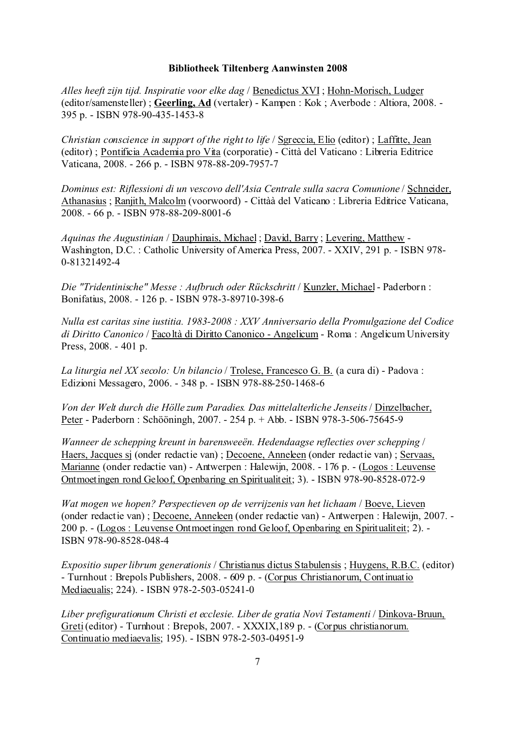**Bibliotheek Tiltenberg Aanwinsten 2008**

*Alles heeft zijn tijd. Inspiratie voor elke dag* / Benedictus XVI ; Hohn-Morisch, Ludger (editor/samensteller) ; **Geerling, Ad** (vertaler) - Kampen : Kok ; Averbode : Altiora, 2008. - 395 p. - ISBN 978-90-435-1453-8

*Christian conscience in support of the right to life* / Sgreccia, Elio (editor) ; Laffitte, Jean (editor) ; Pontificia Academia pro Vita (corporatie) - Città del Vaticano : Libreria Editrice Vaticana, 2008. - 266 p. - ISBN 978-88-209-7957-7

*Dominus est: Riflessioni di un vescovo dell'Asia Centrale sulla sacra Comunione* / Schneider, Athanasius ; Ranjith, Malcolm (voorwoord) - Cittàà del Vaticano : Libreria Editrice Vaticana, 2008. - 66 p. - ISBN 978-88-209-8001-6

*Aquinas the Augustinian* / Dauphinais, Michael ; David, Barry ; Levering, Matthew - Washington, D.C. : Catholic University of America Press, 2007. - XXIV, 291 p. - ISBN 978-0-81321492-4

*Die "Tridentinische" Messe : Aufbruch oder Rückschritt* / Kunzler, Michael - Paderborn : Bonifatius, 2008. - 126 p. - ISBN 978-3-89710-398-6

*Nulla est caritas sine iustitia. 1983-2008 : XXV Anniversario della Promulgazione del Codice di Diritto Canonico* / Facoltà di Diritto Canonico - Angelicum - Roma : Angelicum University Press, 2008. - 401 p.

*La liturgia nel XX secolo: Un bilancio* / Trolese, Francesco G. B. (a cura di) - Padova : Edizioni Messagero, 2006. - 348 p. - ISBN 978-88-250-1468-6

*Von der Welt durch die Hölle zum Paradies. Das mittelalterliche Jenseits* / Dinzelbacher, Peter - Paderborn : Schööningh, 2007. - 254 p. + Abb. - ISBN 978-3-506-75645-9

*Wanneer de schepping kreunt in barensweeën. Hedendaagse reflecties over schepping* / Haers, Jacques sj (onder redactie van) ; Decoene, Anneleen (onder redactie van) ; Servaas, Marianne (onder redactie van) - Antwerpen : Halewijn, 2008. - 176 p. - (Logos : Leuvense Ontmoetingen rond Geloof, Openbaring en Spiritualiteit; 3). - ISBN 978-90-8528-072-9

*Wat mogen we hopen? Perspectieven op de verrijzenis van het lichaam* / Boeve, Lieven (onder redactie van) ; Decoene, Anneleen (onder redactie van) - Antwerpen : Halewijn, 2007. - 200 p. - (Logos : Leuvense Ontmoetingen rond Geloof, Openbaring en Spiritualiteit; 2). - ISBN 978-90-8528-048-4

*Expositio super librum generationis* / Christianus dictus Stabulensis ; Huygens, R.B.C. (editor) - Turnhout : Brepols Publishers, 2008. - 609 p. - (Corpus Christianorum, Continuatio Mediaeualis; 224). - ISBN 978-2-503-05241-0

*Liber prefigurationum Christi et ecclesie. Liber de gratia Novi Testamenti* / Dinkova-Bruun, Greti (editor) - Turnhout : Brepols, 2007. - XXXIX,189 p. - (Corpus christianorum. Continuatio mediaevalis; 195). - ISBN 978-2-503-04951-9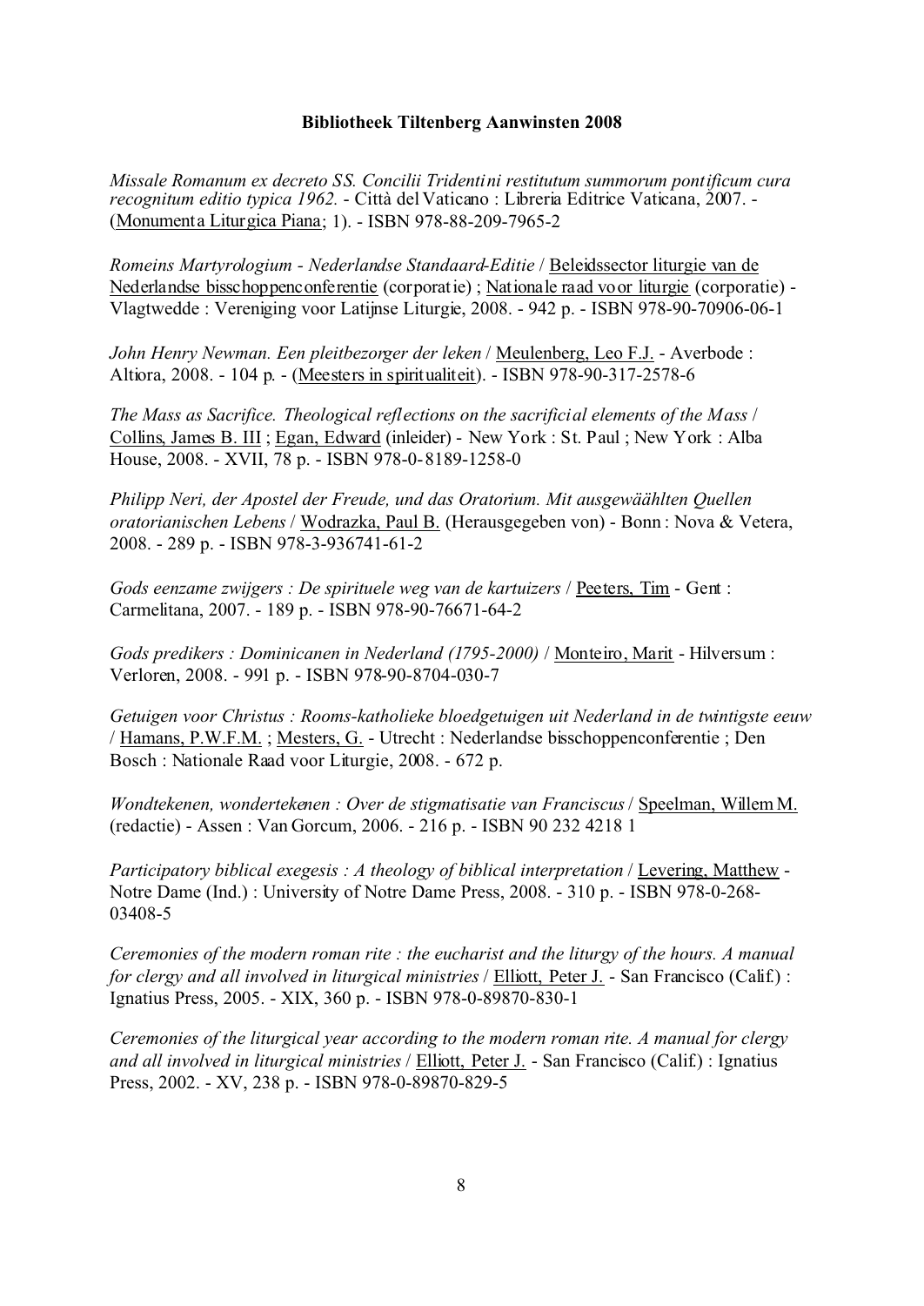**Bibliotheek Tiltenberg Aanwinsten 2008**

*Missale Romanum ex decreto SS. Concilii Tridentini restitutum summorum pontificum cura recognitum editio typica 1962.* - Città del Vaticano : Libreria Editrice Vaticana, 2007. - (Monumenta Liturgica Piana; 1). - ISBN 978-88-209-7965-2

*Romeins Martyrologium - Nederlandse Standaard-Editie* / Beleidssector liturgie van de Nederlandse bisschoppenconferentie (corporatie) ; Nationale raad voor liturgie (corporatie) - Vlagtwedde : Vereniging voor Latijnse Liturgie, 2008. - 942 p. - ISBN 978-90-70906-06-1

*John Henry Newman. Een pleitbezorger der leken* / Meulenberg, Leo F.J. - Averbode : Altiora, 2008. - 104 p. - (Meesters in spiritualiteit). - ISBN 978-90-317-2578-6

*The Mass as Sacrifice. Theological reflections on the sacrificial elements of the Mass* / Collins, James B. III ; Egan, Edward (inleider) - New York : St. Paul ; New York : Alba House, 2008. - XVII, 78 p. - ISBN 978-0-8189-1258-0

*Philipp Neri, der Apostel der Freude, und das Oratorium. Mit ausgewäählten Quellen oratorianischen Lebens* / Wodrazka, Paul B. (Herausgegeben von) - Bonn : Nova & Vetera, 2008. - 289 p. - ISBN 978-3-936741-61-2

*Gods eenzame zwijgers : De spirituele weg van de kartuizers* / Peeters, Tim - Gent : Carmelitana, 2007. - 189 p. - ISBN 978-90-76671-64-2

*Gods predikers : Dominicanen in Nederland (1795-2000)* / Monteiro, Marit - Hilversum : Verloren, 2008. - 991 p. - ISBN 978-90-8704-030-7

*Getuigen voor Christus : Rooms-katholieke bloedgetuigen uit Nederland in de twintigste eeuw* / Hamans, P.W.F.M. ; Mesters, G. - Utrecht : Nederlandse bisschoppenconferentie ; Den Bosch : Nationale Raad voor Liturgie, 2008. - 672 p.

*Wondtekenen, wondertekenen : Over de stigmatisatie van Franciscus* / Speelman, Willem M. (redactie) - Assen : Van Gorcum, 2006. - 216 p. - ISBN 90 232 4218 1

*Participatory biblical exegesis : A theology of biblical interpretation* / Levering, Matthew - Notre Dame (Ind.) : University of Notre Dame Press, 2008. - 310 p. - ISBN 978-0-268-03408-5

*Ceremonies of the modern roman rite : the eucharist and the liturgy of the hours. A manual for clergy and all involved in liturgical ministries* / Elliott, Peter J. - San Francisco (Calif.) : Ignatius Press, 2005. - XIX, 360 p. - ISBN 978-0-89870-830-1

*Ceremonies of the liturgical year according to the modern roman rite. A manual for clergy and all involved in liturgical ministries* / Elliott, Peter J. - San Francisco (Calif.) : Ignatius Press, 2002. - XV, 238 p. - ISBN 978-0-89870-829-5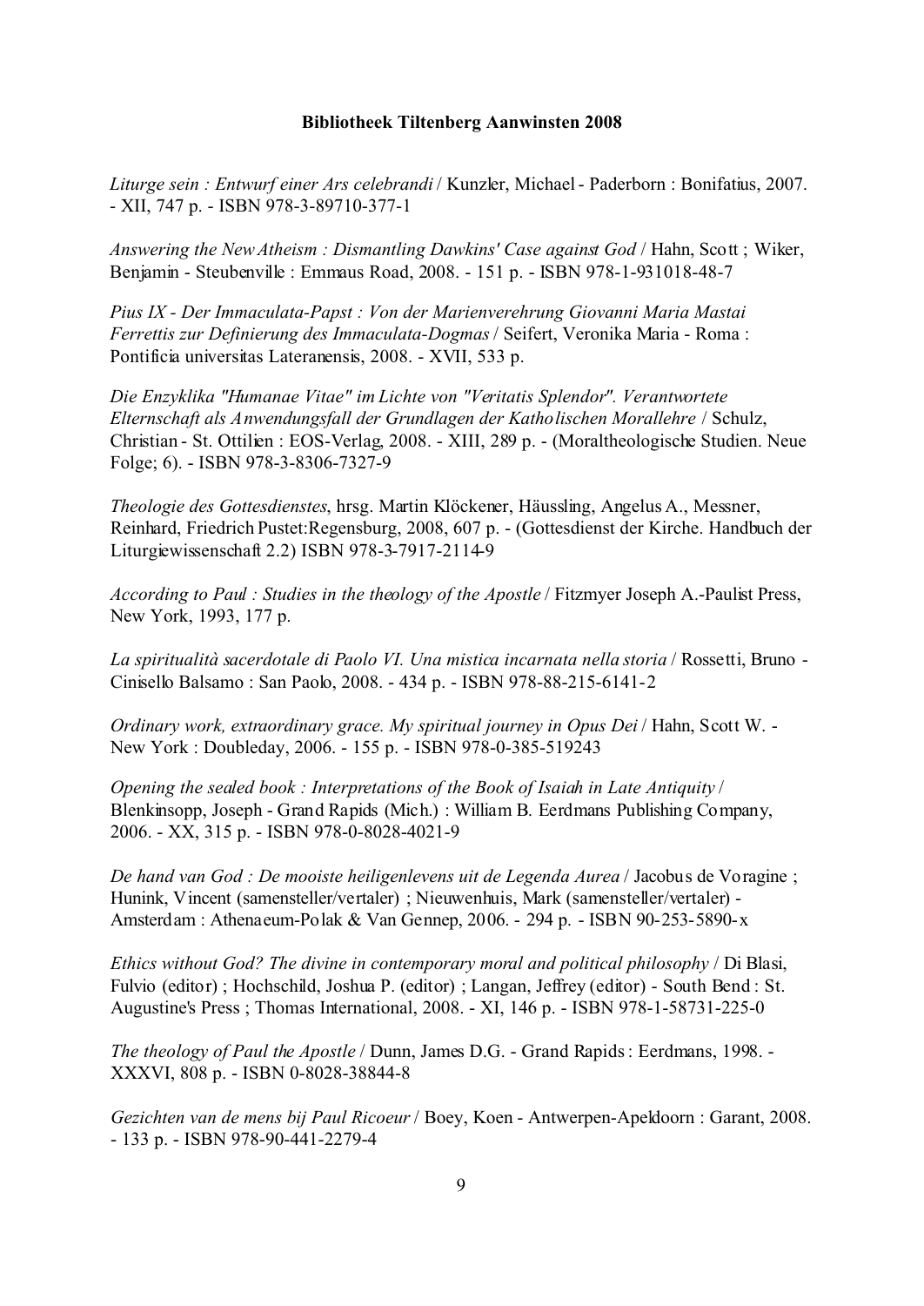**Bibliotheek Tiltenberg Aanwinsten 2008**

*Liturge sein : Entwurf einer Ars celebrandi* / Kunzler, Michael - Paderborn : Bonifatius, 2007. - XII, 747 p. - ISBN 978-3-89710-377-1

*Answering the New Atheism : Dismantling Dawkins' Case against God* / Hahn, Scott ; Wiker, Benjamin - Steubenville : Emmaus Road, 2008. - 151 p. - ISBN 978-1-931018-48-7

*Pius IX - Der Immaculata-Papst : Von der Marienverehrung Giovanni Maria Mastai Ferrettis zur Definierung des Immaculata-Dogmas* / Seifert, Veronika Maria - Roma : Pontificia universitas Lateranensis, 2008. - XVII, 533 p.

*Die Enzyklika "Humanae Vitae" im Lichte von "Veritatis Splendor". Verantwortete Elternschaft als Anwendungsfall der Grundlagen der Katholischen Morallehre* / Schulz, Christian - St. Ottilien : EOS-Verlag, 2008. - XIII, 289 p. - (Moraltheologische Studien. Neue Folge; 6). - ISBN 978-3-8306-7327-9

*Theologie des Gottesdienstes*, hrsg. Martin Klöckener, Häussling, Angelus A., Messner, Reinhard, Friedrich Pustet:Regensburg, 2008, 607 p. - (Gottesdienst der Kirche. Handbuch der Liturgiewissenschaft 2.2) ISBN 978-3-7917-2114-9

*According to Paul : Studies in the theology of the Apostle* / Fitzmyer Joseph A.-Paulist Press, New York, 1993, 177 p.

*La spiritualità sacerdotale di Paolo VI. Una mistica incarnata nella storia* / Rossetti, Bruno - Cinisello Balsamo : San Paolo, 2008. - 434 p. - ISBN 978-88-215-6141-2

*Ordinary work, extraordinary grace. My spiritual journey in Opus Dei* / Hahn, Scott W. - New York : Doubleday, 2006. - 155 p. - ISBN 978-0-385-519243

*Opening the sealed book : Interpretations of the Book of Isaiah in Late Antiquity* / Blenkinsopp, Joseph - Grand Rapids (Mich.) : William B. Eerdmans Publishing Company, 2006. - XX, 315 p. - ISBN 978-0-8028-4021-9

*De hand van God : De mooiste heiligenlevens uit de Legenda Aurea* / Jacobus de Voragine ; Hunink, Vincent (samensteller/vertaler) ; Nieuwenhuis, Mark (samensteller/vertaler) - Amsterdam : Athenaeum-Polak & Van Gennep, 2006. - 294 p. - ISBN 90-253-5890-x

*Ethics without God? The divine in contemporary moral and political philosophy* / Di Blasi, Fulvio (editor) ; Hochschild, Joshua P. (editor) ; Langan, Jeffrey (editor) - South Bend : St. Augustine's Press ; Thomas International, 2008. - XI, 146 p. - ISBN 978-1-58731-225-0

*The theology of Paul the Apostle* / Dunn, James D.G. - Grand Rapids : Eerdmans, 1998. - XXXVI, 808 p. - ISBN 0-8028-38844-8

*Gezichten van de mens bij Paul Ricoeur* / Boey, Koen - Antwerpen-Apeldoorn : Garant, 2008. - 133 p. - ISBN 978-90-441-2279-4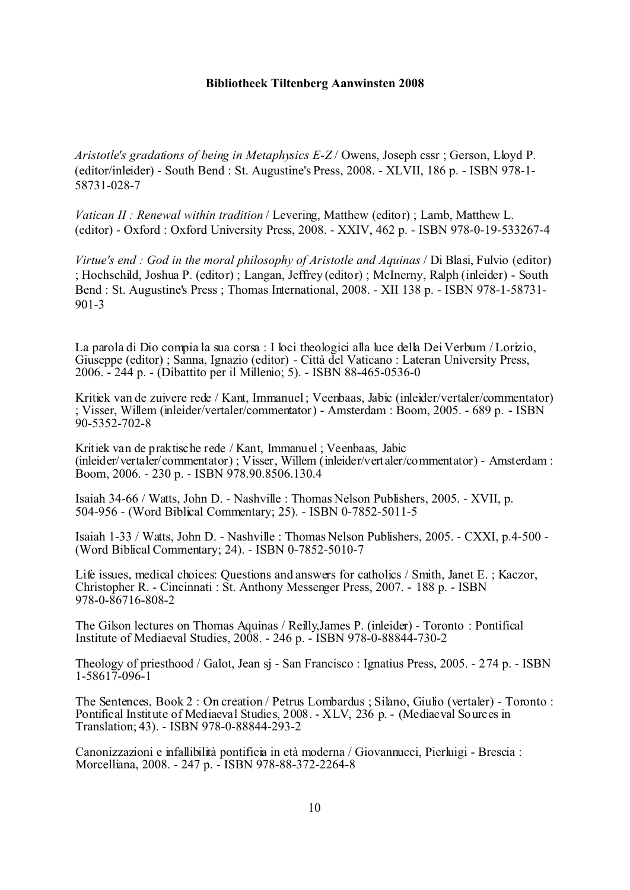**Bibliotheek Tiltenberg Aanwinsten 2008**

*Aristotle's gradations of being in Metaphysics E-Z* / Owens, Joseph cssr ; Gerson, Lloyd P. (editor/inleider) - South Bend : St. Augustine's Press, 2008. - XLVII, 186 p. - ISBN 978-1-58731-028-7

*Vatican II : Renewal within tradition* / Levering, Matthew (editor) ; Lamb, Matthew L. (editor) - Oxford : Oxford University Press, 2008. - XXIV, 462 p. - ISBN 978-0-19-533267-4

*Virtue's end : God in the moral philosophy of Aristotle and Aquinas* / Di Blasi, Fulvio (editor) ; Hochschild, Joshua P. (editor) ; Langan, Jeffrey (editor) ; McInerny, Ralph (inleider) - South Bend : St. Augustine's Press ; Thomas International, 2008. - XII 138 p. - ISBN 978-1-58731-901-3

La parola di Dio compia la sua corsa : I loci theologici alla luce della Dei Verbum / Lorizio, Giuseppe (editor) ; Sanna, Ignazio (editor) - Città del Vaticano : Lateran University Press, 2006. - 244 p. - (Dibattito per il Millenio; 5). - ISBN 88-465-0536-0

Kritiek van de zuivere rede / Kant, Immanuel ; Veenbaas, Jabic (inleider/vertaler/commentator) ; Visser, Willem (inleider/vertaler/commentator) - Amsterdam : Boom, 2005. - 689 p. - ISBN 90-5352-702-8

Kritiek van de praktische rede / Kant, Immanuel ; Veenbaas, Jabic (inleider/vertaler/commentator) ; Visser, Willem (inleider/vertaler/commentator) - Amsterdam : Boom, 2006. - 230 p. - ISBN 978.90.8506.130.4

Isaiah 34-66 / Watts, John D. - Nashville : Thomas Nelson Publishers, 2005. - XVII, p. 504-956 - (Word Biblical Commentary; 25). - ISBN 0-7852-5011-5

Isaiah 1-33 / Watts, John D. - Nashville : Thomas Nelson Publishers, 2005. - CXXI, p.4-500 - (Word Biblical Commentary; 24). - ISBN 0-7852-5010-7

Life issues, medical choices: Questions and answers for catholics / Smith, Janet E. ; Kaczor, Christopher R. - Cincinnati : St. Anthony Messenger Press, 2007. - 188 p. - ISBN 978-0-86716-808-2

The Gilson lectures on Thomas Aquinas / Reilly,James P. (inleider) - Toronto : Pontifical Institute of Mediaeval Studies, 2008. - 246 p. - ISBN 978-0-88844-730-2

Theology of priesthood / Galot, Jean sj - San Francisco : Ignatius Press, 2005. - 274 p. - ISBN 1-58617-096-1

The Sentences, Book 2 : On creation / Petrus Lombardus ; Silano, Giulio (vertaler) - Toronto : Pontifical Institute of Mediaeval Studies, 2008. - XLV, 236 p. - (Mediaeval Sources in Translation; 43). - ISBN 978-0-88844-293-2

Canonizzazioni e infallibilità pontificia in età moderna / Giovannucci, Pierluigi - Brescia : Morcelliana, 2008. - 247 p. - ISBN 978-88-372-2264-8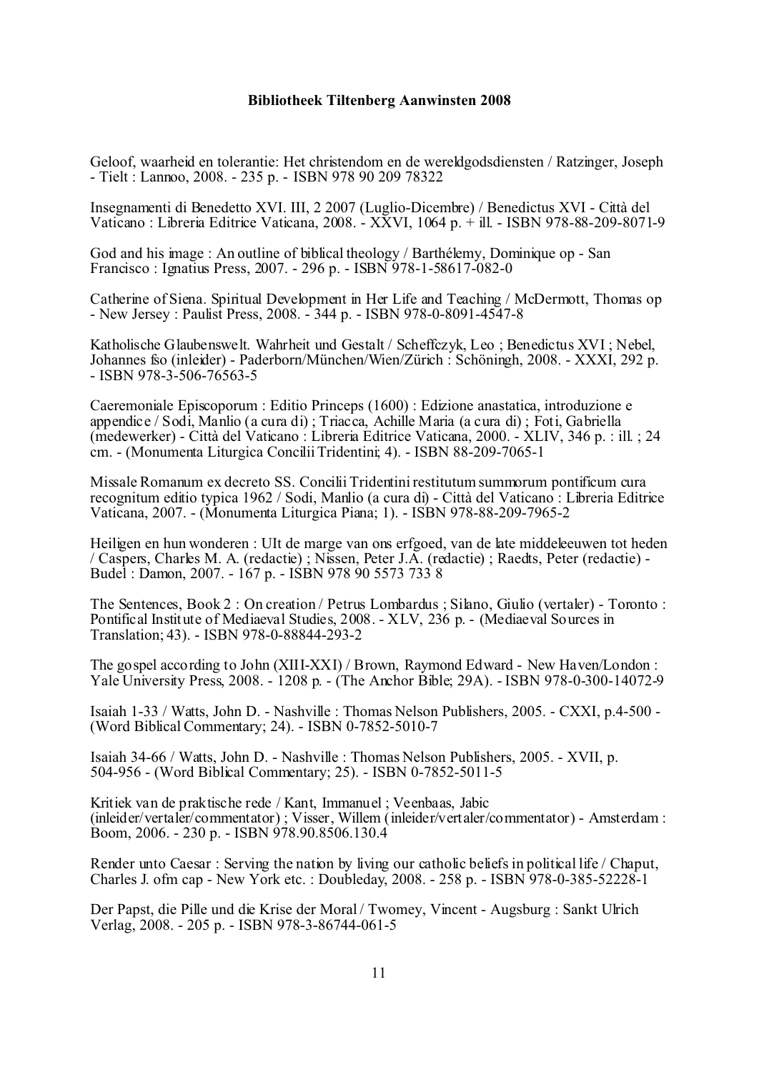**Bibliotheek Tiltenberg Aanwinsten 2008**

Geloof, waarheid en tolerantie: Het christendom en de wereldgodsdiensten / Ratzinger, Joseph - Tielt : Lannoo, 2008. - 235 p. - ISBN 978 90 209 78322

Insegnamenti di Benedetto XVI. III, 2 2007 (Luglio-Dicembre) / Benedictus XVI - Città del Vaticano : Libreria Editrice Vaticana, 2008. - XXVI, 1064 p. + ill. - ISBN 978-88-209-8071-9

God and his image : An outline of biblical theology / Barthélemy, Dominique op - San Francisco : Ignatius Press, 2007. - 296 p. - ISBN 978-1-58617-082-0

Catherine of Siena. Spiritual Development in Her Life and Teaching / McDermott, Thomas op - New Jersey : Paulist Press, 2008. - 344 p. - ISBN 978-0-8091-4547-8

Katholische Glaubenswelt. Wahrheit und Gestalt / Scheffczyk, Leo ; Benedictus XVI ; Nebel, Johannes fso (inleider) - Paderborn/München/Wien/Zürich : Schöningh, 2008. - XXXI, 292 p. - ISBN 978-3-506-76563-5

Caeremoniale Episcoporum : Editio Princeps (1600) : Edizione anastatica, introduzione e appendice / Sodi, Manlio (a cura di) ; Triacca, Achille Maria (a cura di) ; Foti, Gabriella (medewerker) - Città del Vaticano : Libreria Editrice Vaticana, 2000. - XLIV, 346 p. : ill. ; 24 cm. - (Monumenta Liturgica Concilii Tridentini; 4). - ISBN 88-209-7065-1

Missale Romanum ex decreto SS. Concilii Tridentini restitutum summorum pontificum cura recognitum editio typica 1962 / Sodi, Manlio (a cura di) - Città del Vaticano : Libreria Editrice Vaticana, 2007. - (Monumenta Liturgica Piana; 1). - ISBN 978-88-209-7965-2

Heiligen en hun wonderen : UIt de marge van ons erfgoed, van de late middeleeuwen tot heden / Caspers, Charles M. A. (redactie) ; Nissen, Peter J.A. (redactie) ; Raedts, Peter (redactie) - Budel : Damon, 2007. - 167 p. - ISBN 978 90 5573 733 8

The Sentences, Book 2 : On creation / Petrus Lombardus ; Silano, Giulio (vertaler) - Toronto : Pontifical Institute of Mediaeval Studies, 2008. - XLV, 236 p. - (Mediaeval Sources in Translation; 43). - ISBN 978-0-88844-293-2

The gospel according to John (XIII-XXI) / Brown, Raymond Edward - New Haven/London : Yale University Press, 2008. - 1208 p. - (The Anchor Bible; 29A). - ISBN 978-0-300-14072-9

Isaiah 1-33 / Watts, John D. - Nashville : Thomas Nelson Publishers, 2005. - CXXI, p.4-500 - (Word Biblical Commentary; 24). - ISBN 0-7852-5010-7

Isaiah 34-66 / Watts, John D. - Nashville : Thomas Nelson Publishers, 2005. - XVII, p. 504-956 - (Word Biblical Commentary; 25). - ISBN 0-7852-5011-5

Kritiek van de praktische rede / Kant, Immanuel ; Veenbaas, Jabic (inleider/vertaler/commentator) ; Visser, Willem (inleider/vertaler/commentator) - Amsterdam : Boom, 2006. - 230 p. - ISBN 978.90.8506.130.4

Render unto Caesar : Serving the nation by living our catholic beliefs in political life / Chaput, Charles J. ofm cap - New York etc. : Doubleday, 2008. - 258 p. - ISBN 978-0-385-52228-1

Der Papst, die Pille und die Krise der Moral / Twomey, Vincent - Augsburg : Sankt Ulrich Verlag, 2008. - 205 p. - ISBN 978-3-86744-061-5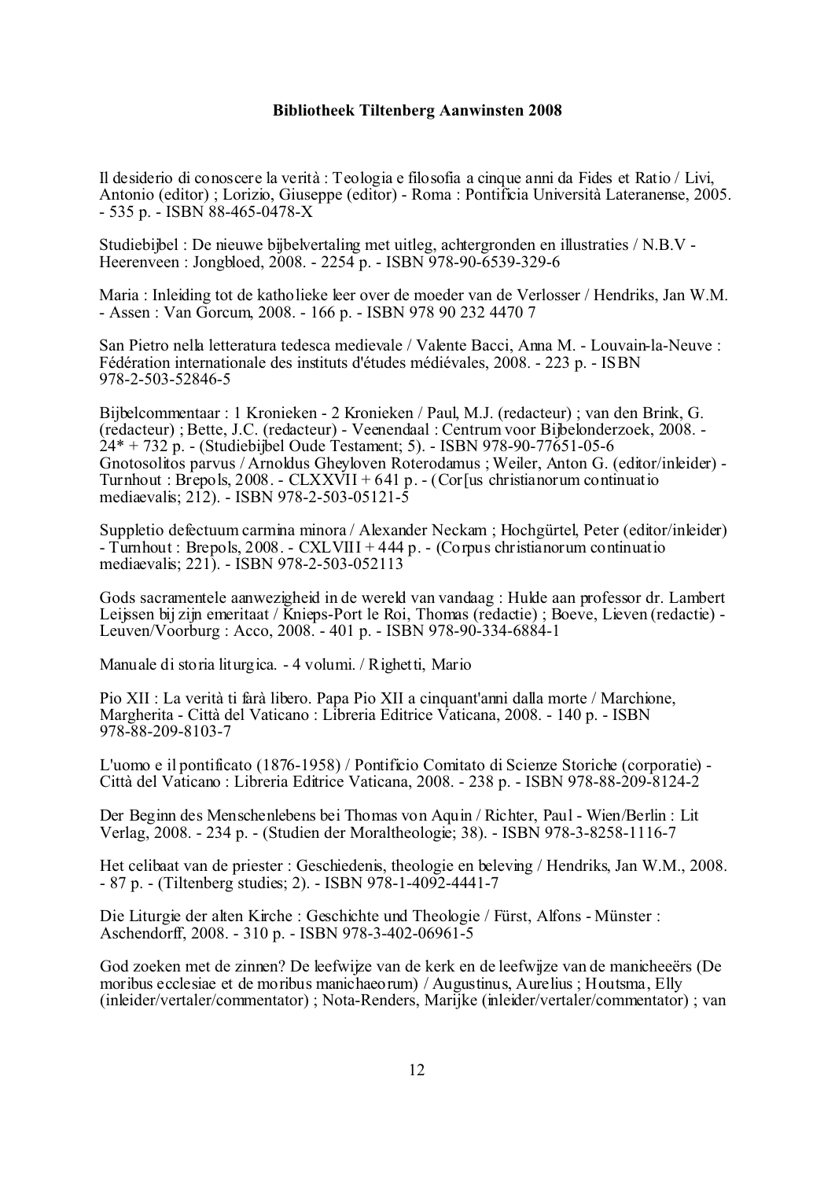**Bibliotheek Tiltenberg Aanwinsten 2008**

Il desiderio di conoscere la verità : Teologia e filosofia a cinque anni da Fides et Ratio / Livi, Antonio (editor) ; Lorizio, Giuseppe (editor) - Roma : Pontificia Università Lateranense, 2005. - 535 p. - ISBN 88-465-0478-X

Studiebijbel : De nieuwe bijbelvertaling met uitleg, achtergronden en illustraties / N.B.V - Heerenveen : Jongbloed, 2008. - 2254 p. - ISBN 978-90-6539-329-6

Maria : Inleiding tot de katholieke leer over de moeder van de Verlosser / Hendriks, Jan W.M. - Assen : Van Gorcum, 2008. - 166 p. - ISBN 978 90 232 4470 7

San Pietro nella letteratura tedesca medievale / Valente Bacci, Anna M. - Louvain-la-Neuve : Fédération internationale des instituts d'études médiévales, 2008. - 223 p. - ISBN 978-2-503-52846-5

Bijbelcommentaar : 1 Kronieken - 2 Kronieken / Paul, M.J. (redacteur) ; van den Brink, G. (redacteur) ; Bette, J.C. (redacteur) - Veenendaal : Centrum voor Bijbelonderzoek, 2008. - 24* + 732 p. - (Studiebijbel Oude Testament; 5). - ISBN 978-90-77651-05-6
Gnotosolitos parvus / Arnoldus Gheyloven Roterodamus ; Weiler, Anton G. (editor/inleider) - Turnhout : Brepols, 2008. - CLXXVII + 641 p. - (Cor[us christianorum continuatio mediaevalis; 212). - ISBN 978-2-503-05121-5

Suppletio defectuum carmina minora / Alexander Neckam ; Hochgürtel, Peter (editor/inleider) - Turnhout : Brepols, 2008. - CXLVIII + 444 p. - (Corpus christianorum continuatio mediaevalis; 221). - ISBN 978-2-503-052113

Gods sacramentele aanwezigheid in de wereld van vandaag : Hulde aan professor dr. Lambert Leijssen bij zijn emeritaat / Knieps-Port le Roi, Thomas (redactie) ; Boeve, Lieven (redactie) - Leuven/Voorburg : Acco, 2008. - 401 p. - ISBN 978-90-334-6884-1

Manuale di storia liturgica. - 4 volumi. / Righetti, Mario

Pio XII : La verità ti farà libero. Papa Pio XII a cinquant'anni dalla morte / Marchione, Margherita - Città del Vaticano : Libreria Editrice Vaticana, 2008. - 140 p. - ISBN 978-88-209-8103-7

L'uomo e il pontificato (1876-1958) / Pontificio Comitato di Scienze Storiche (corporatie) - Città del Vaticano : Libreria Editrice Vaticana, 2008. - 238 p. - ISBN 978-88-209-8124-2

Der Beginn des Menschenlebens bei Thomas von Aquin / Richter, Paul - Wien/Berlin : Lit Verlag, 2008. - 234 p. - (Studien der Moraltheologie; 38). - ISBN 978-3-8258-1116-7

Het celibaat van de priester : Geschiedenis, theologie en beleving / Hendriks, Jan W.M., 2008. - 87 p. - (Tiltenberg studies; 2). - ISBN 978-1-4092-4441-7

Die Liturgie der alten Kirche : Geschichte und Theologie / Fürst, Alfons - Münster : Aschendorff, 2008. - 310 p. - ISBN 978-3-402-06961-5

God zoeken met de zinnen? De leefwijze van de kerk en de leefwijze van de manicheeërs (De moribus ecclesiae et de moribus manichaeorum) / Augustinus, Aurelius ; Houtsma, Elly (inleider/vertaler/commentator) ; Nota-Renders, Marijke (inleider/vertaler/commentator) ; van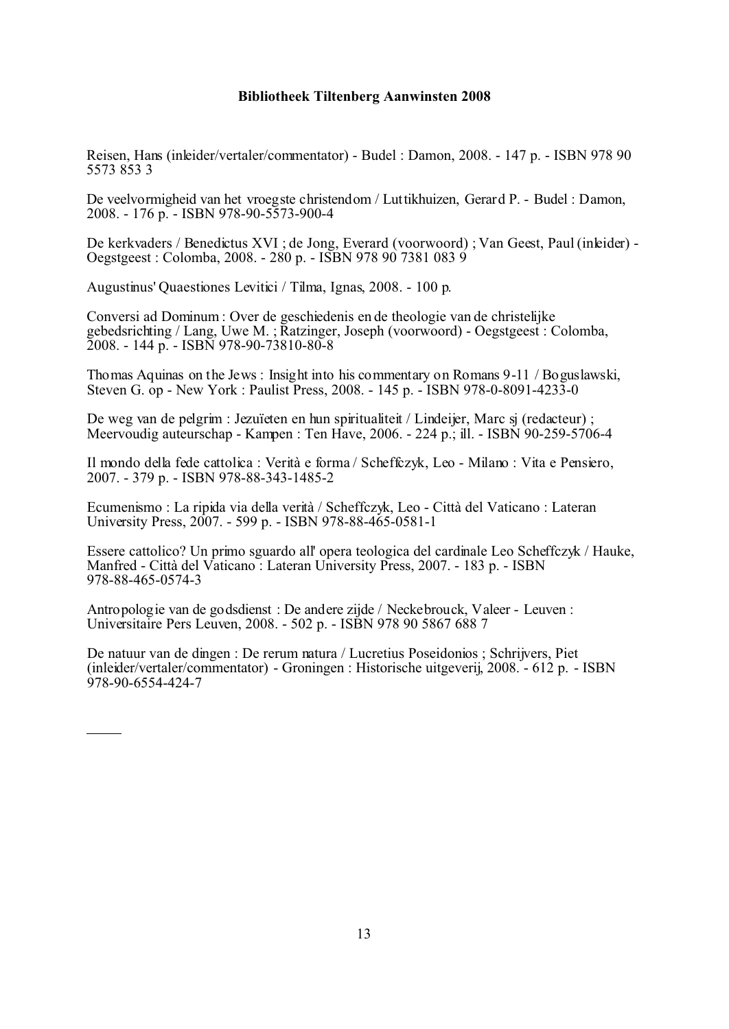**Bibliotheek Tiltenberg Aanwinsten 2008**

Reisen, Hans (inleider/vertaler/commentator) - Budel : Damon, 2008. - 147 p. - ISBN 978 90 5573 853 3

De veelvormigheid van het vroegste christendom / Luttikhuizen, Gerard P. - Budel : Damon, 2008. - 176 p. - ISBN 978-90-5573-900-4

De kerkvaders / Benedictus XVI ; de Jong, Everard (voorwoord) ; Van Geest, Paul (inleider) - Oegstgeest : Colomba, 2008. - 280 p. - ISBN 978 90 7381 083 9

Augustinus' Quaestiones Levitici / Tilma, Ignas, 2008. - 100 p.

Conversi ad Dominum : Over de geschiedenis en de theologie van de christelijke gebedsrichting / Lang, Uwe M. ; Ratzinger, Joseph (voorwoord) - Oegstgeest : Colomba, 2008. - 144 p. - ISBN 978-90-73810-80-8

Thomas Aquinas on the Jews : Insight into his commentary on Romans 9-11 / Boguslawski, Steven G. op - New York : Paulist Press, 2008. - 145 p. - ISBN 978-0-8091-4233-0

De weg van de pelgrim : Jezuïeten en hun spiritualiteit / Lindeijer, Marc sj (redacteur) ; Meervoudig auteurschap - Kampen : Ten Have, 2006. - 224 p.; ill. - ISBN 90-259-5706-4

Il mondo della fede cattolica : Verità e forma / Scheffczyk, Leo - Milano : Vita e Pensiero, 2007. - 379 p. - ISBN 978-88-343-1485-2

Ecumenismo : La ripida via della verità / Scheffczyk, Leo - Città del Vaticano : Lateran University Press, 2007. - 599 p. - ISBN 978-88-465-0581-1

Essere cattolico? Un primo sguardo all' opera teologica del cardinale Leo Scheffczyk / Hauke, Manfred - Città del Vaticano : Lateran University Press, 2007. - 183 p. - ISBN 978-88-465-0574-3

Antropologie van de godsdienst : De andere zijde / Neckebrouck, Valeer - Leuven : Universitaire Pers Leuven, 2008. - 502 p. - ISBN 978 90 5867 688 7

De natuur van de dingen : De rerum natura / Lucretius Poseidonios ; Schrijvers, Piet (inleider/vertaler/commentator) - Groningen : Historische uitgeverij, 2008. - 612 p. - ISBN 978-90-6554-424-7

\_\_\_\_\_